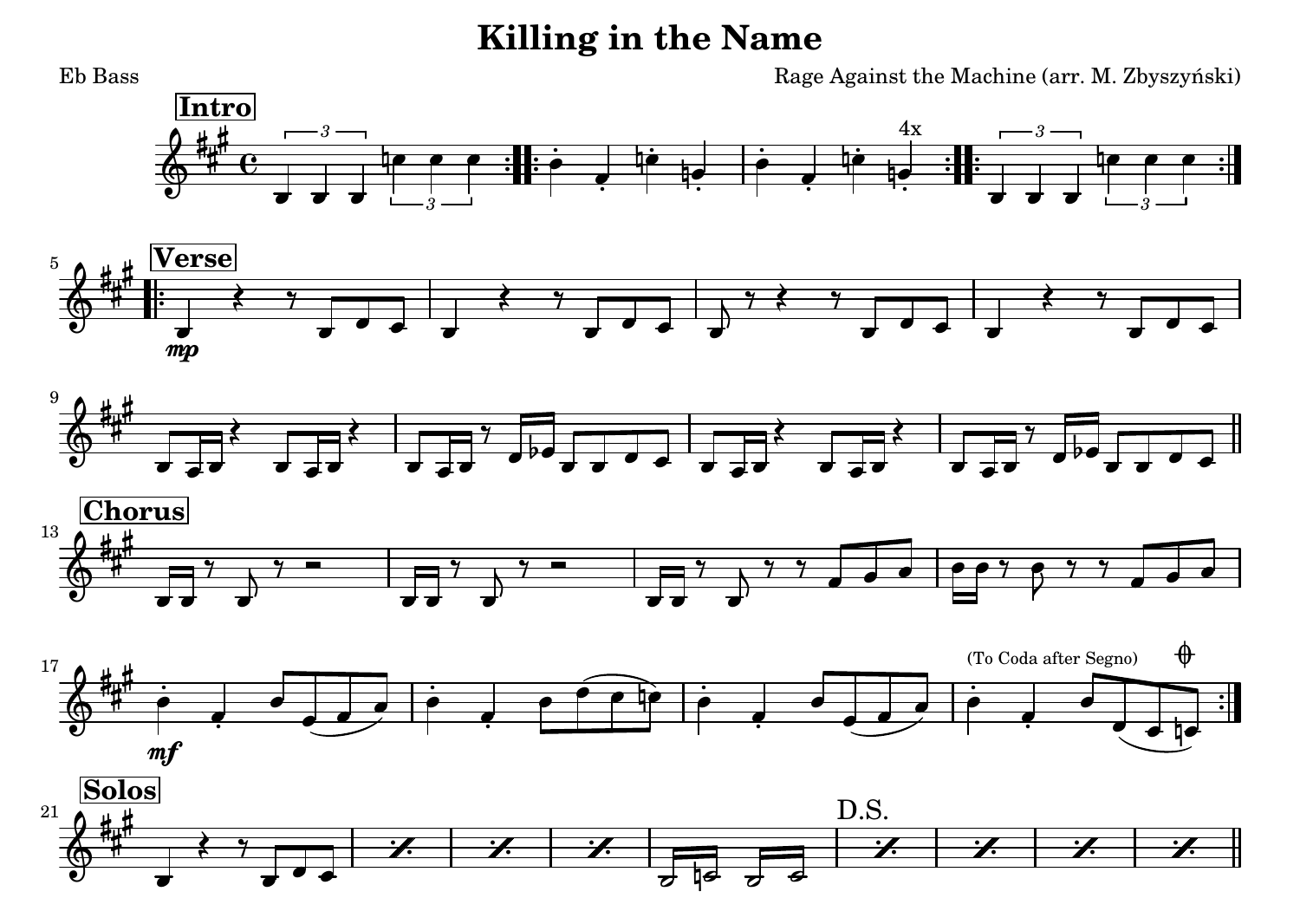# Killing in the Name

Eb Bass

Rage Against the Machine (arr. M. Zbyszyński)

**Intro**

4x

**Verse**

*mp*

**Chorus**

*mf*

(To Coda after Segno)

**Solos**

D.S.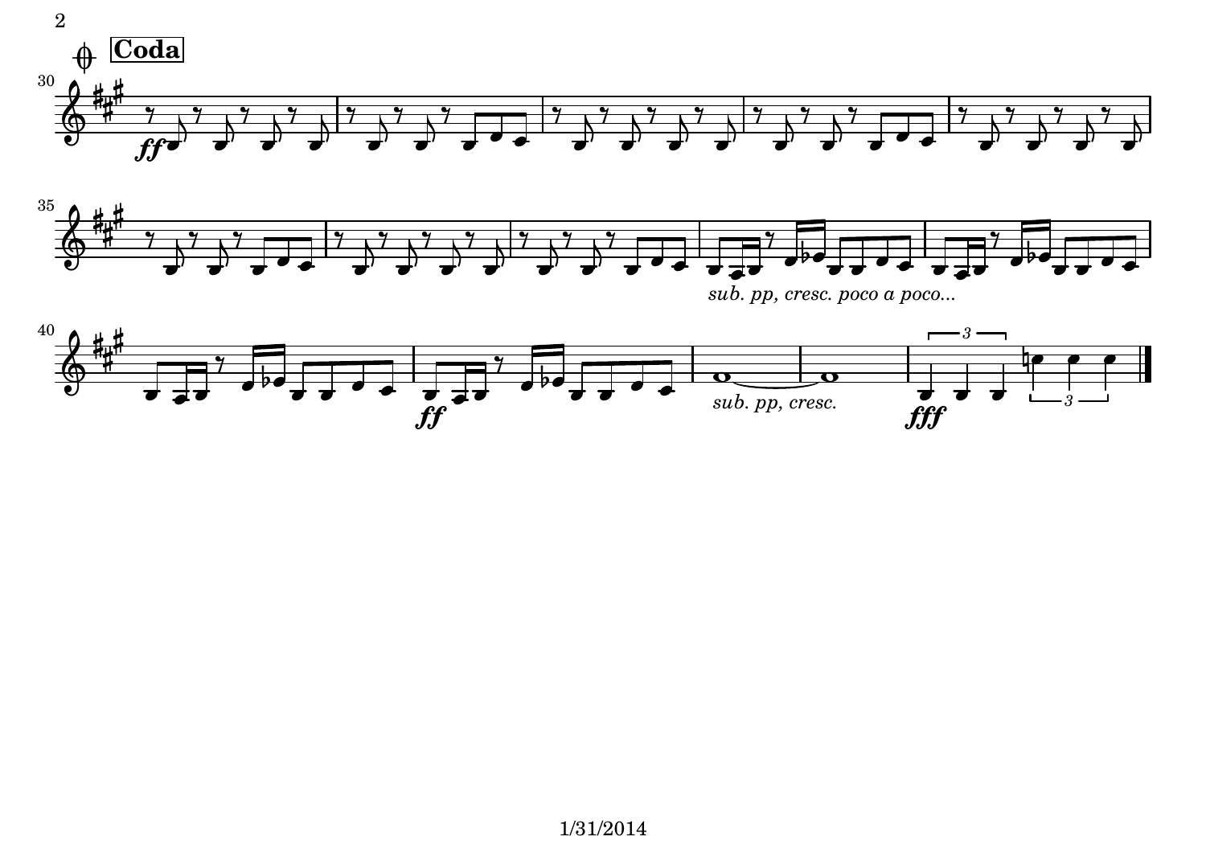**Coda**

*sub. pp, cresc. poco a poco...*

*sub. pp, cresc.*

1/31/2014